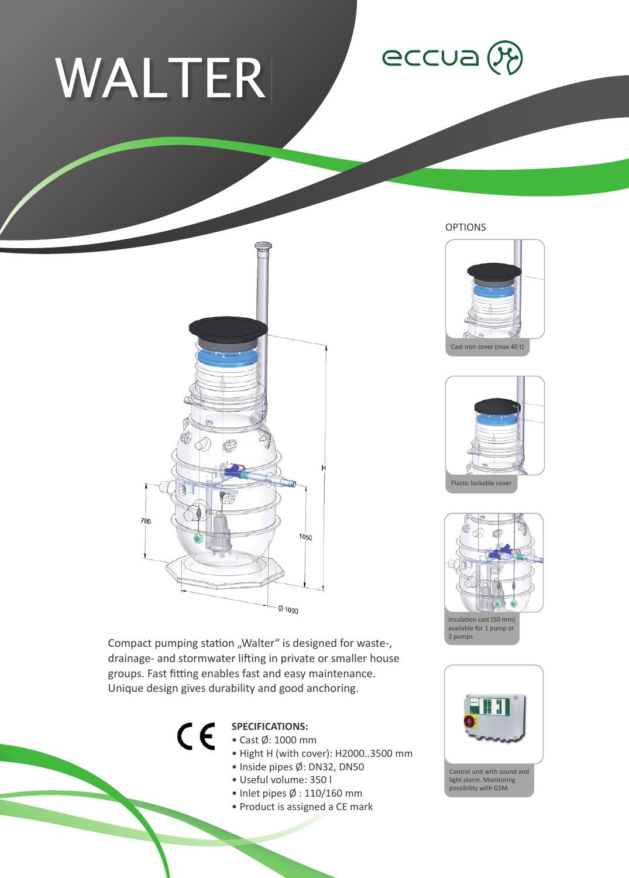# WALTER

eccua

OPTIONS

Cast iron cover (max 40 t)

Plastic lockable cover

Insulation cast (50 mm) available for 1 pump or 2 pumps

Control unit with sound and light alarm. Monitoring possibility with GSM.

Compact pumping station „Walter“ is designed for waste-, drainage- and stormwater lifting in private or smaller house groups. Fast fitting enables fast and easy maintenance. Unique design gives durability and good anchoring.

**SPECIFICATIONS:**

- Cast Ø: 1000 mm
- Hight H (with cover): H2000..3500 mm
- Inside pipes Ø: DN32, DN50
- Useful volume: 350 l
- Inlet pipes Ø : 110/160 mm
- Product is assigned a CE mark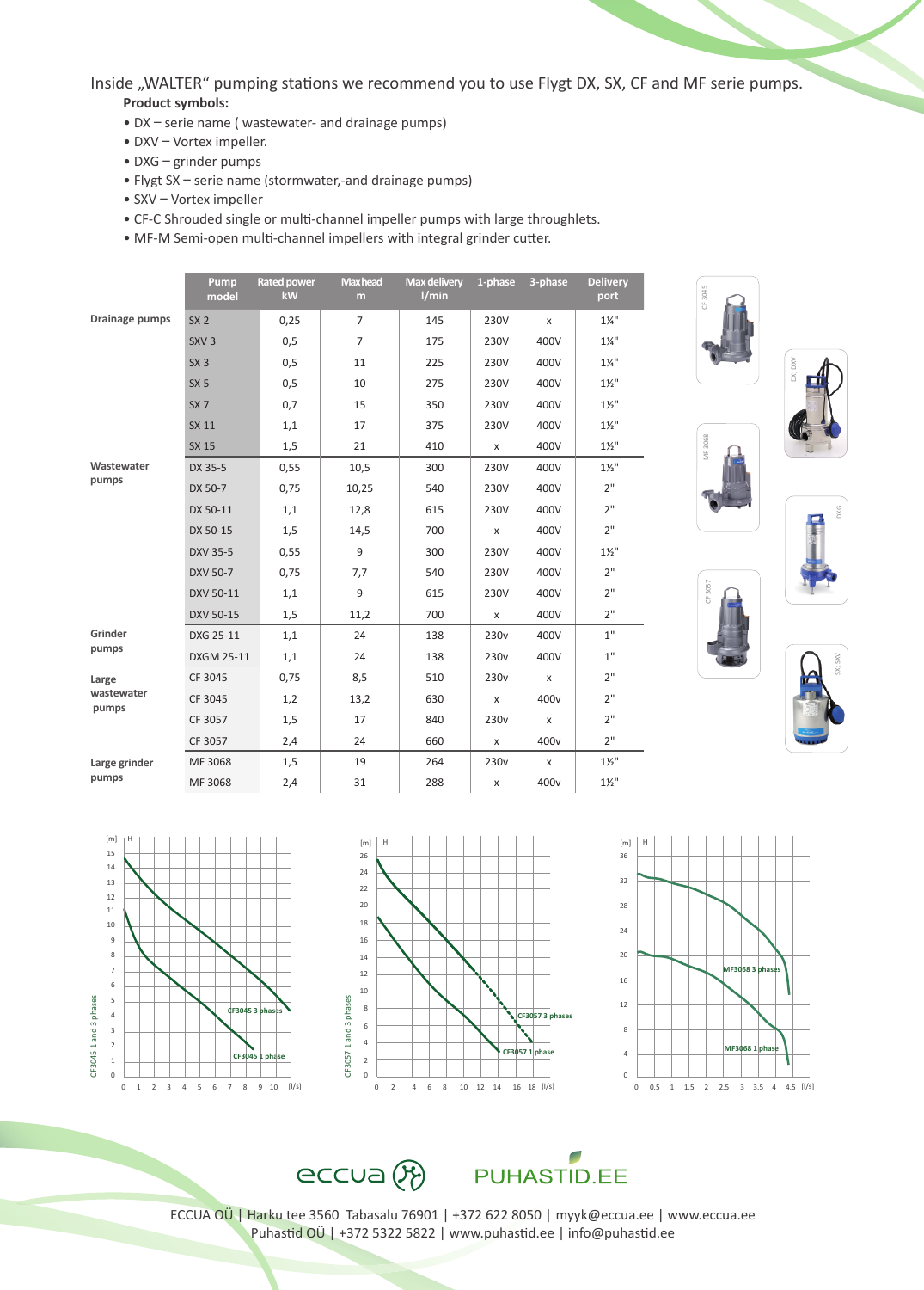Inside „WALTER“ pumping stations we recommend you to use Flygt DX, SX, CF and MF serie pumps.

**Product symbols:**

- DX – serie name ( wastewater- and drainage pumps)
- DXV – Vortex impeller.
- DXG – grinder pumps
- Flygt SX – serie name (stormwater,-and drainage pumps)
- SXV – Vortex impeller
- CF-C Shrouded single or multi-channel impeller pumps with large throughlets.
- MF-M Semi-open multi-channel impellers with integral grinder cutter.

| | Pump model | Rated power kW | Max head m | Max delivery l/min | 1-phase | 3-phase | Delivery port |
|---|---|---|---|---|---|---|---|
| Drainage pumps | SX 2 | 0,25 | 7 | 145 | 230V | x | 1¼" |
| | SXV 3 | 0,5 | 7 | 175 | 230V | 400V | 1¼" |
| | SX 3 | 0,5 | 11 | 225 | 230V | 400V | 1¼" |
| | SX 5 | 0,5 | 10 | 275 | 230V | 400V | 1½" |
| | SX 7 | 0,7 | 15 | 350 | 230V | 400V | 1½" |
| | SX 11 | 1,1 | 17 | 375 | 230V | 400V | 1½" |
| | SX 15 | 1,5 | 21 | 410 | x | 400V | 1½" |
| Wastewater pumps | DX 35-5 | 0,55 | 10,5 | 300 | 230V | 400V | 1½" |
| | DX 50-7 | 0,75 | 10,25 | 540 | 230V | 400V | 2" |
| | DX 50-11 | 1,1 | 12,8 | 615 | 230V | 400V | 2" |
| | DX 50-15 | 1,5 | 14,5 | 700 | x | 400V | 2" |
| | DXV 35-5 | 0,55 | 9 | 300 | 230V | 400V | 1½" |
| | DXV 50-7 | 0,75 | 7,7 | 540 | 230V | 400V | 2" |
| | DXV 50-11 | 1,1 | 9 | 615 | 230V | 400V | 2" |
| | DXV 50-15 | 1,5 | 11,2 | 700 | x | 400V | 2" |
| Grinder pumps | DXG 25-11 | 1,1 | 24 | 138 | 230v | 400V | 1" |
| | DXGM 25-11 | 1,1 | 24 | 138 | 230v | 400V | 1" |
| Large wastewater pumps | CF 3045 | 0,75 | 8,5 | 510 | 230v | x | 2" |
| | CF 3045 | 1,2 | 13,2 | 630 | x | 400v | 2" |
| | CF 3057 | 1,5 | 17 | 840 | 230v | x | 2" |
| | CF 3057 | 2,4 | 24 | 660 | x | 400v | 2" |
| Large grinder pumps | MF 3068 | 1,5 | 19 | 264 | 230v | x | 1½" |
| | MF 3068 | 2,4 | 31 | 288 | x | 400v | 1½" |

CF 3045

DX; DXV

MF 3068

DXG

CF 3057

SX; SXV

CF3045 1 and 3 phases
[m] H
CF3045 3 phases
CF3045 1 phase
[l/s]

CF3057 1 and 3 phases
[m] H
CF3057 3 phases
CF3057 1 phase
[l/s]

[m] H
MF3068 3 phases
MF3068 1 phase
[l/s]

eccua PUHASTID.EE

ECCUA OÜ | Harku tee 3560 Tabasalu 76901 | +372 622 8050 | myyk@eccua.ee | www.eccua.ee
Puhastid OÜ | +372 5322 5822 | www.puhastid.ee | info@puhastid.ee